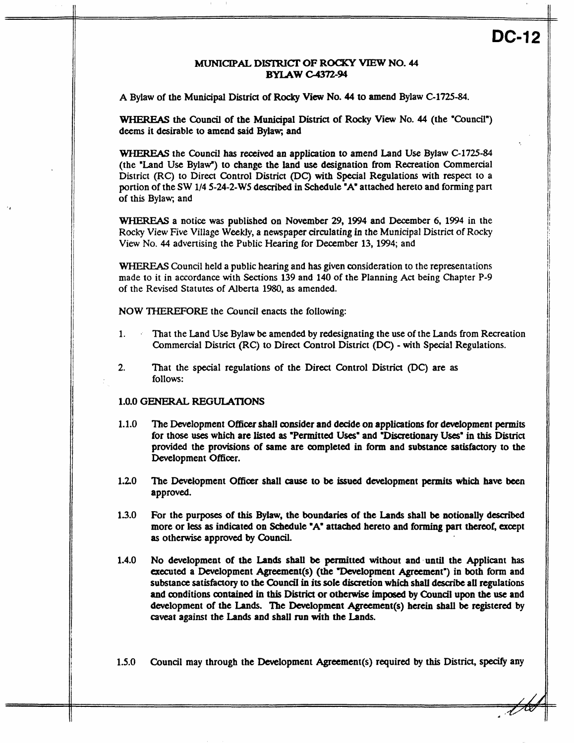**DC-12**

**MUNICIPAL DISTRICT OF ROCKY VIEW NO. 44**
**BYLAW C-4372-94**

A Bylaw of the Municipal District of Rocky View No. 44 to amend Bylaw C-1725-84.

**WHEREAS** the Council of the Municipal District of Rocky View No. 44 (the "Council") deems it desirable to amend said Bylaw; and

**WHEREAS** the Council has received an application to amend Land Use Bylaw C-1725-84 (the "Land Use Bylaw") to change the land use designation from Recreation Commercial District (RC) to Direct Control District (DC) with Special Regulations with respect to a portion of the SW 1/4 5-24-2-W5 described in Schedule "A" attached hereto and forming part of this Bylaw; and

**WHEREAS** a notice was published on November 29, 1994 and December 6, 1994 in the Rocky View Five Village Weekly, a newspaper circulating in the Municipal District of Rocky View No. 44 advertising the Public Hearing for December 13, 1994; and

**WHEREAS** Council held a public hearing and has given consideration to the representations made to it in accordance with Sections 139 and 140 of the Planning Act being Chapter P-9 of the Revised Statutes of Alberta 1980, as amended.

**NOW THEREFORE** the Council enacts the following:

1. That the Land Use Bylaw be amended by redesignating the use of the Lands from Recreation Commercial District (RC) to Direct Control District (DC) - with Special Regulations.

2. That the special regulations of the Direct Control District (DC) are as follows:

**1.0.0 GENERAL REGULATIONS**

**1.1.0** **The Development Officer shall consider and decide on applications for development permits for those uses which are listed as "Permitted Uses" and "Discretionary Uses" in this District provided the provisions of same are completed in form and substance satisfactory to the Development Officer.**

**1.2.0** **The Development Officer shall cause to be issued development permits which have been approved.**

**1.3.0** **For the purposes of this Bylaw, the boundaries of the Lands shall be notionally described more or less as indicated on Schedule "A" attached hereto and forming part thereof, except as otherwise approved by Council.**

**1.4.0** **No development of the Lands shall be permitted without and until the Applicant has executed a Development Agreement(s) (the "Development Agreement") in both form and substance satisfactory to the Council in its sole discretion which shall describe all regulations and conditions contained in this District or otherwise imposed by Council upon the use and development of the Lands. The Development Agreement(s) herein shall be registered by caveat against the Lands and shall run with the Lands.**

1.5.0 Council may through the Development Agreement(s) required by this District, specify any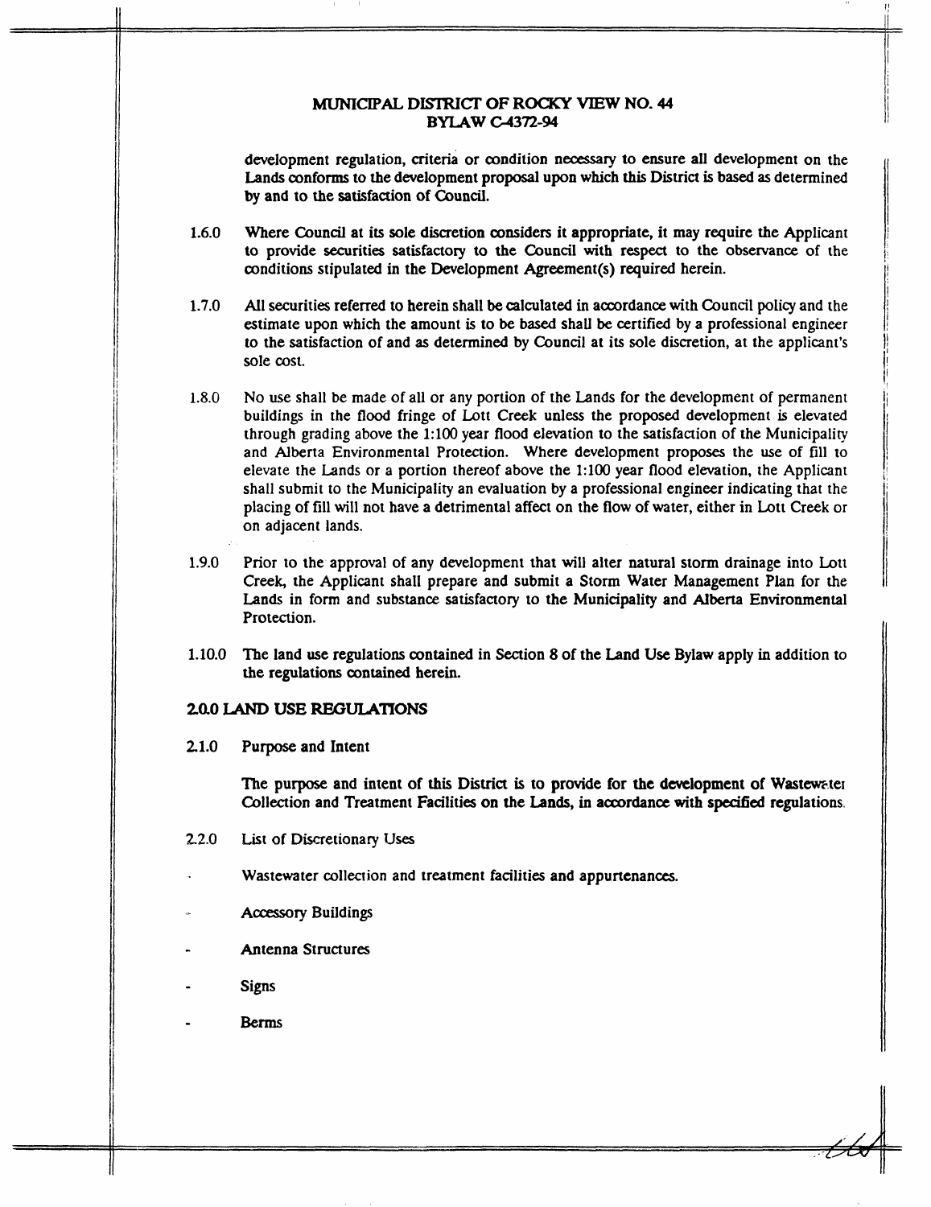development regulation, criteria or condition necessary to ensure all development on the Lands conforms to the development proposal upon which this District is based as determined by and to the satisfaction of Council.

1.6.0 Where Council at its sole discretion considers it appropriate, it may require the Applicant to provide securities satisfactory to the Council with respect to the observance of the conditions stipulated in the Development Agreement(s) required herein.

1.7.0 All securities referred to herein shall be calculated in accordance with Council policy and the estimate upon which the amount is to be based shall be certified by a professional engineer to the satisfaction of and as determined by Council at its sole discretion, at the applicant's sole cost.

1.8.0 No use shall be made of all or any portion of the Lands for the development of permanent buildings in the flood fringe of Lott Creek unless the proposed development is elevated through grading above the 1:100 year flood elevation to the satisfaction of the Municipality and Alberta Environmental Protection. Where development proposes the use of fill to elevate the Lands or a portion thereof above the 1:100 year flood elevation, the Applicant shall submit to the Municipality an evaluation by a professional engineer indicating that the placing of fill will not have a detrimental affect on the flow of water, either in Lott Creek or on adjacent lands.

1.9.0 Prior to the approval of any development that will alter natural storm drainage into Lott Creek, the Applicant shall prepare and submit a Storm Water Management Plan for the Lands in form and substance satisfactory to the Municipality and Alberta Environmental Protection.

1.10.0 The land use regulations contained in Section 8 of the Land Use Bylaw apply in addition to the regulations contained herein.

## 2.0.0 LAND USE REGULATIONS

2.1.0 Purpose and Intent

The purpose and intent of this District is to provide for the development of Wastewater Collection and Treatment Facilities on the Lands, in accordance with specified regulations.

2.2.0 List of Discretionary Uses

- Wastewater collection and treatment facilities and appurtenances.
- Accessory Buildings
- Antenna Structures
- Signs
- Berms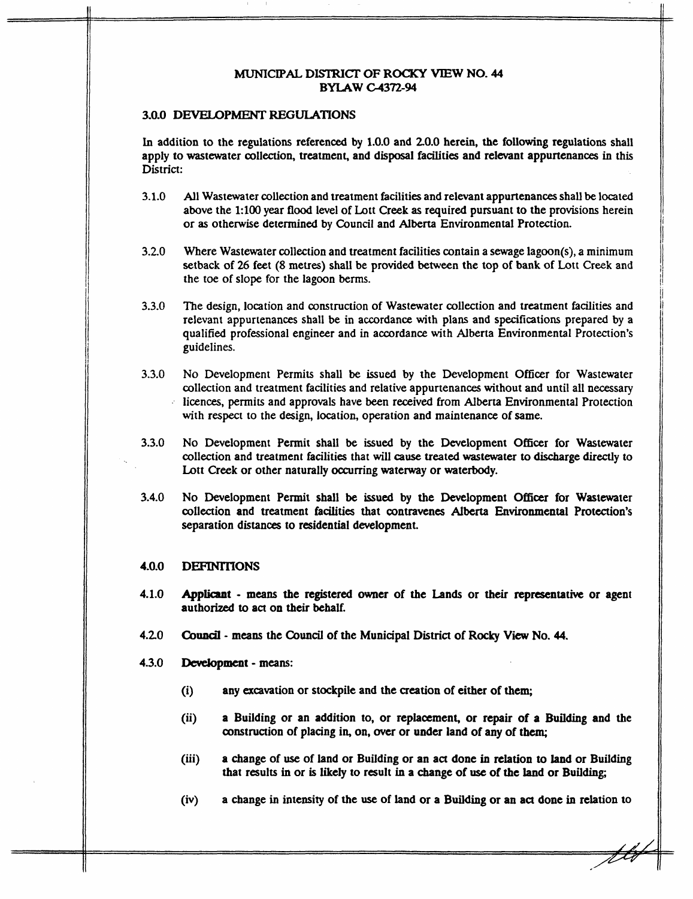MUNICIPAL DISTRICT OF ROCKY VIEW NO. 44
BYLAW C-4372-94

## 3.0.0 DEVELOPMENT REGULATIONS

In addition to the regulations referenced by 1.0.0 and 2.0.0 herein, the following regulations shall apply to wastewater collection, treatment, and disposal facilities and relevant appurtenances in this District:

3.1.0 All Wastewater collection and treatment facilities and relevant appurtenances shall be located above the 1:100 year flood level of Lott Creek as required pursuant to the provisions herein or as otherwise determined by Council and Alberta Environmental Protection.

3.2.0 Where Wastewater collection and treatment facilities contain a sewage lagoon(s), a minimum setback of 26 feet (8 metres) shall be provided between the top of bank of Lott Creek and the toe of slope for the lagoon berms.

3.3.0 The design, location and construction of Wastewater collection and treatment facilities and relevant appurtenances shall be in accordance with plans and specifications prepared by a qualified professional engineer and in accordance with Alberta Environmental Protection's guidelines.

3.3.0 No Development Permits shall be issued by the Development Officer for Wastewater collection and treatment facilities and relative appurtenances without and until all necessary licences, permits and approvals have been received from Alberta Environmental Protection with respect to the design, location, operation and maintenance of same.

3.3.0 No Development Permit shall be issued by the Development Officer for Wastewater collection and treatment facilities that will cause treated wastewater to discharge directly to Lott Creek or other naturally occurring waterway or waterbody.

3.4.0 No Development Permit shall be issued by the Development Officer for Wastewater collection and treatment facilities that contravenes Alberta Environmental Protection's separation distances to residential development.

## 4.0.0 DEFINITIONS

4.1.0 **Applicant** - means the registered owner of the Lands or their representative or agent authorized to act on their behalf.

4.2.0 **Council** - means the Council of the Municipal District of Rocky View No. 44.

4.3.0 **Development** - means:

(i) any excavation or stockpile and the creation of either of them;

(ii) a Building or an addition to, or replacement, or repair of a Building and the construction of placing in, on, over or under land of any of them;

(iii) a change of use of land or Building or an act done in relation to land or Building that results in or is likely to result in a change of use of the land or Building;

(iv) a change in intensity of the use of land or a Building or an act done in relation to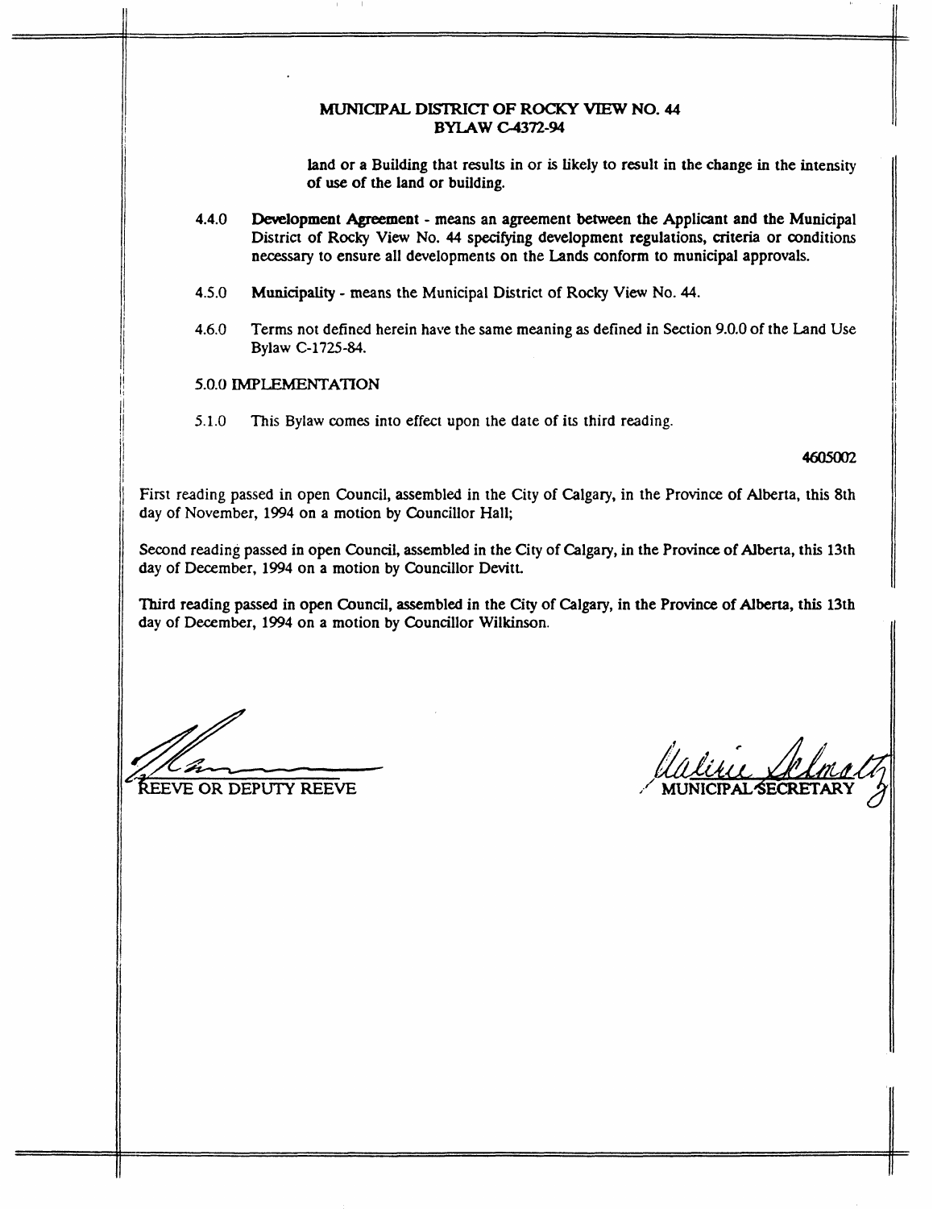## MUNICIPAL DISTRICT OF ROCKY VIEW NO. 44
## BYLAW C-4372-94

land or a Building that results in or is likely to result in the change in the intensity of use of the land or building.

4.4.0 **Development Agreement** - means an agreement between the Applicant and the Municipal District of Rocky View No. 44 specifying development regulations, criteria or conditions necessary to ensure all developments on the Lands conform to municipal approvals.

4.5.0 **Municipality** - means the Municipal District of Rocky View No. 44.

4.6.0 Terms not defined herein have the same meaning as defined in Section 9.0.0 of the Land Use Bylaw C-1725-84.

5.0.0 IMPLEMENTATION

5.1.0 This Bylaw comes into effect upon the date of its third reading.

4605002

First reading passed in open Council, assembled in the City of Calgary, in the Province of Alberta, this 8th day of November, 1994 on a motion by Councillor Hall;

Second reading passed in open Council, assembled in the City of Calgary, in the Province of Alberta, this 13th day of December, 1994 on a motion by Councillor Devitt.

Third reading passed in open Council, assembled in the City of Calgary, in the Province of Alberta, this 13th day of December, 1994 on a motion by Councillor Wilkinson.

REEVE OR DEPUTY REEVE

MUNICIPAL SECRETARY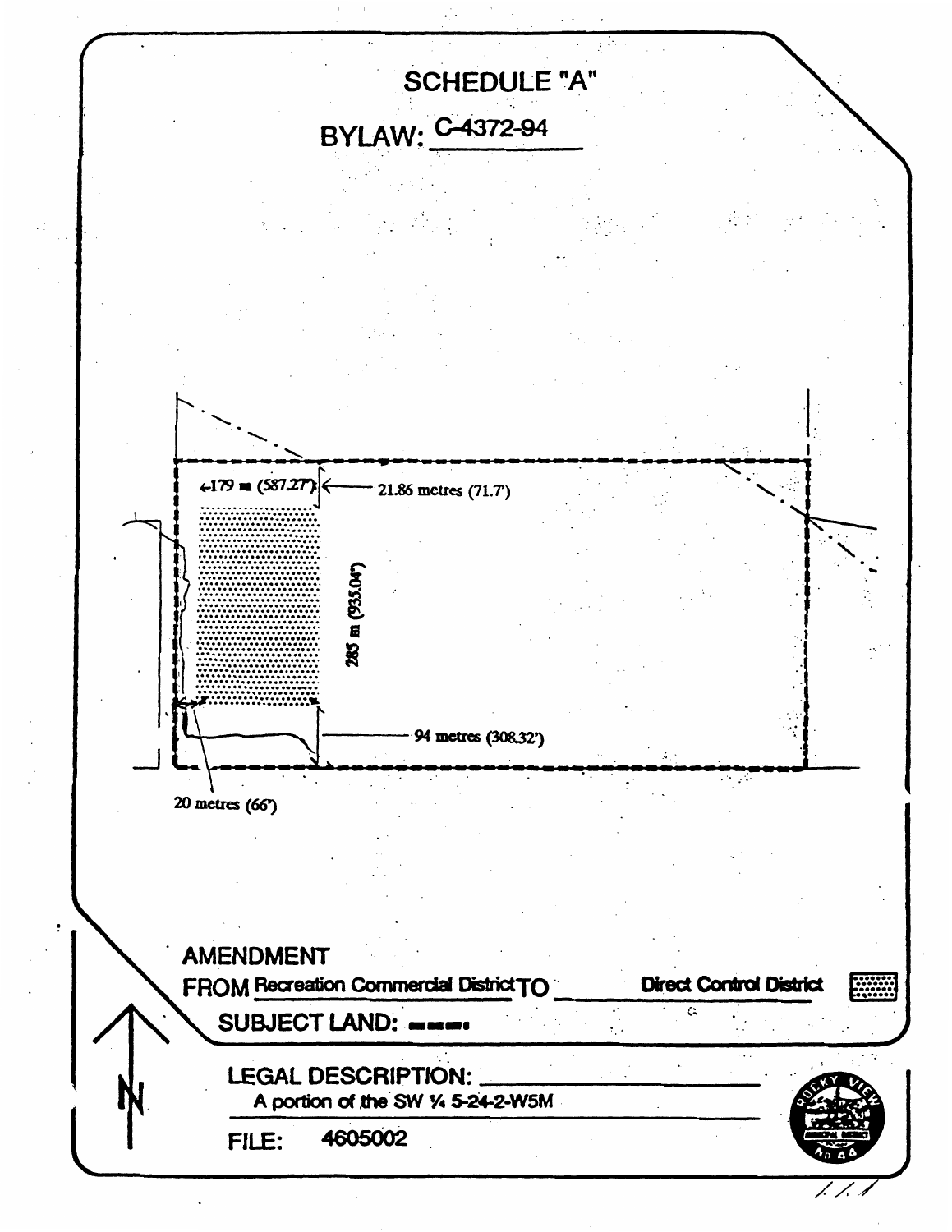# SCHEDULE "A"

BYLAW: C-4372-94

←179 m (587.27') ← 21.86 metres (71.7')

285 m (935.04')

94 metres (308.32')

20 metres (66')

AMENDMENT

FROM Recreation Commercial District TO Direct Control District

SUBJECT LAND:

LEGAL DESCRIPTION:

A portion of the SW ¼ 5-24-2-W5M

FILE: 4605002